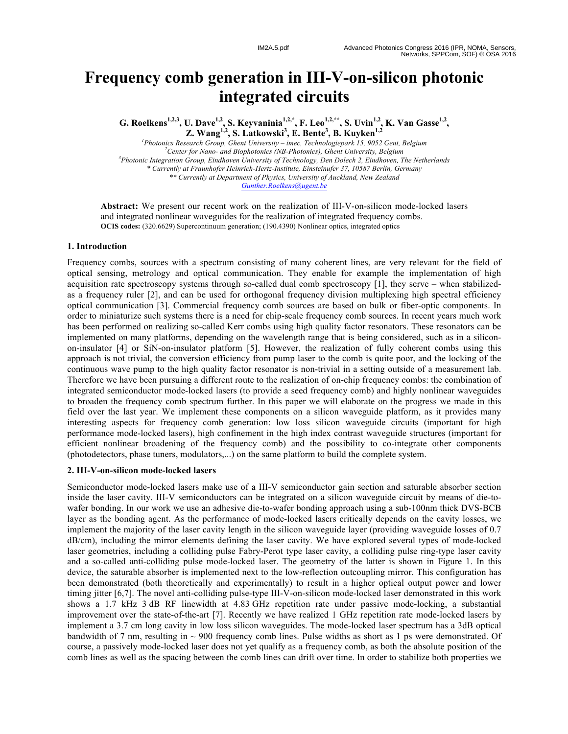# Frequency comb generation in III-V-on-silicon photonic integrated circuits

**G. Roelkens[1,2,3], U. Dave[1,2], S. Keyvaninia[1,2,*], F. Leo[1,2,**], S. Uvin[1,2], K. Van Gasse[1,2], Z. Wang[1,2], S. Latkowski[3], E. Bente[3], B. Kuyken[1,2]**

*[1]Photonics Research Group, Ghent University – imec, Technologiepark 15, 9052 Gent, Belgium*
*[2]Center for Nano- and Biophotonics (NB-Photonics), Ghent University, Belgium*
*[3]Photonic Integration Group, Eindhoven University of Technology, Den Dolech 2, Eindhoven, The Netherlands*
*\* Currently at Fraunhofer Heinrich-Hertz-Institute, Einsteinufer 37, 10587 Berlin, Germany*
*\*\* Currently at Department of Physics, University of Auckland, New Zealand*
Gunther.Roelkens@ugent.be

**Abstract:** We present our recent work on the realization of III-V-on-silicon mode-locked lasers and integrated nonlinear waveguides for the realization of integrated frequency combs.
**OCIS codes:** (320.6629) Supercontinuum generation; (190.4390) Nonlinear optics, integrated optics

## 1. Introduction

Frequency combs, sources with a spectrum consisting of many coherent lines, are very relevant for the field of optical sensing, metrology and optical communication. They enable for example the implementation of high acquisition rate spectroscopy systems through so-called dual comb spectroscopy [1], they serve – when stabilized- as a frequency ruler [2], and can be used for orthogonal frequency division multiplexing high spectral efficiency optical communication [3]. Commercial frequency comb sources are based on bulk or fiber-optic components. In order to miniaturize such systems there is a need for chip-scale frequency comb sources. In recent years much work has been performed on realizing so-called Kerr combs using high quality factor resonators. These resonators can be implemented on many platforms, depending on the wavelength range that is being considered, such as in a silicon-on-insulator [4] or SiN-on-insulator platform [5]. However, the realization of fully coherent combs using this approach is not trivial, the conversion efficiency from pump laser to the comb is quite poor, and the locking of the continuous wave pump to the high quality factor resonator is non-trivial in a setting outside of a measurement lab. Therefore we have been pursuing a different route to the realization of on-chip frequency combs: the combination of integrated semiconductor mode-locked lasers (to provide a seed frequency comb) and highly nonlinear waveguides to broaden the frequency comb spectrum further. In this paper we will elaborate on the progress we made in this field over the last year. We implement these components on a silicon waveguide platform, as it provides many interesting aspects for frequency comb generation: low loss silicon waveguide circuits (important for high performance mode-locked lasers), high confinement in the high index contrast waveguide structures (important for efficient nonlinear broadening of the frequency comb) and the possibility to co-integrate other components (photodetectors, phase tuners, modulators,...) on the same platform to build the complete system.

## 2. III-V-on-silicon mode-locked lasers

Semiconductor mode-locked lasers make use of a III-V semiconductor gain section and saturable absorber section inside the laser cavity. III-V semiconductors can be integrated on a silicon waveguide circuit by means of die-to-wafer bonding. In our work we use an adhesive die-to-wafer bonding approach using a sub-100nm thick DVS-BCB layer as the bonding agent. As the performance of mode-locked lasers critically depends on the cavity losses, we implement the majority of the laser cavity length in the silicon waveguide layer (providing waveguide losses of 0.7 dB/cm), including the mirror elements defining the laser cavity. We have explored several types of mode-locked laser geometries, including a colliding pulse Fabry-Perot type laser cavity, a colliding pulse ring-type laser cavity and a so-called anti-colliding pulse mode-locked laser. The geometry of the latter is shown in Figure 1. In this device, the saturable absorber is implemented next to the low-reflection outcoupling mirror. This configuration has been demonstrated (both theoretically and experimentally) to result in a higher optical output power and lower timing jitter [6,7]. The novel anti-colliding pulse-type III-V-on-silicon mode-locked laser demonstrated in this work shows a 1.7 kHz 3 dB RF linewidth at 4.83 GHz repetition rate under passive mode-locking, a substantial improvement over the state-of-the-art [7]. Recently we have realized 1 GHz repetition rate mode-locked lasers by implement a 3.7 cm long cavity in low loss silicon waveguides. The mode-locked laser spectrum has a 3dB optical bandwidth of 7 nm, resulting in ~ 900 frequency comb lines. Pulse widths as short as 1 ps were demonstrated. Of course, a passively mode-locked laser does not yet qualify as a frequency comb, as both the absolute position of the comb lines as well as the spacing between the comb lines can drift over time. In order to stabilize both properties we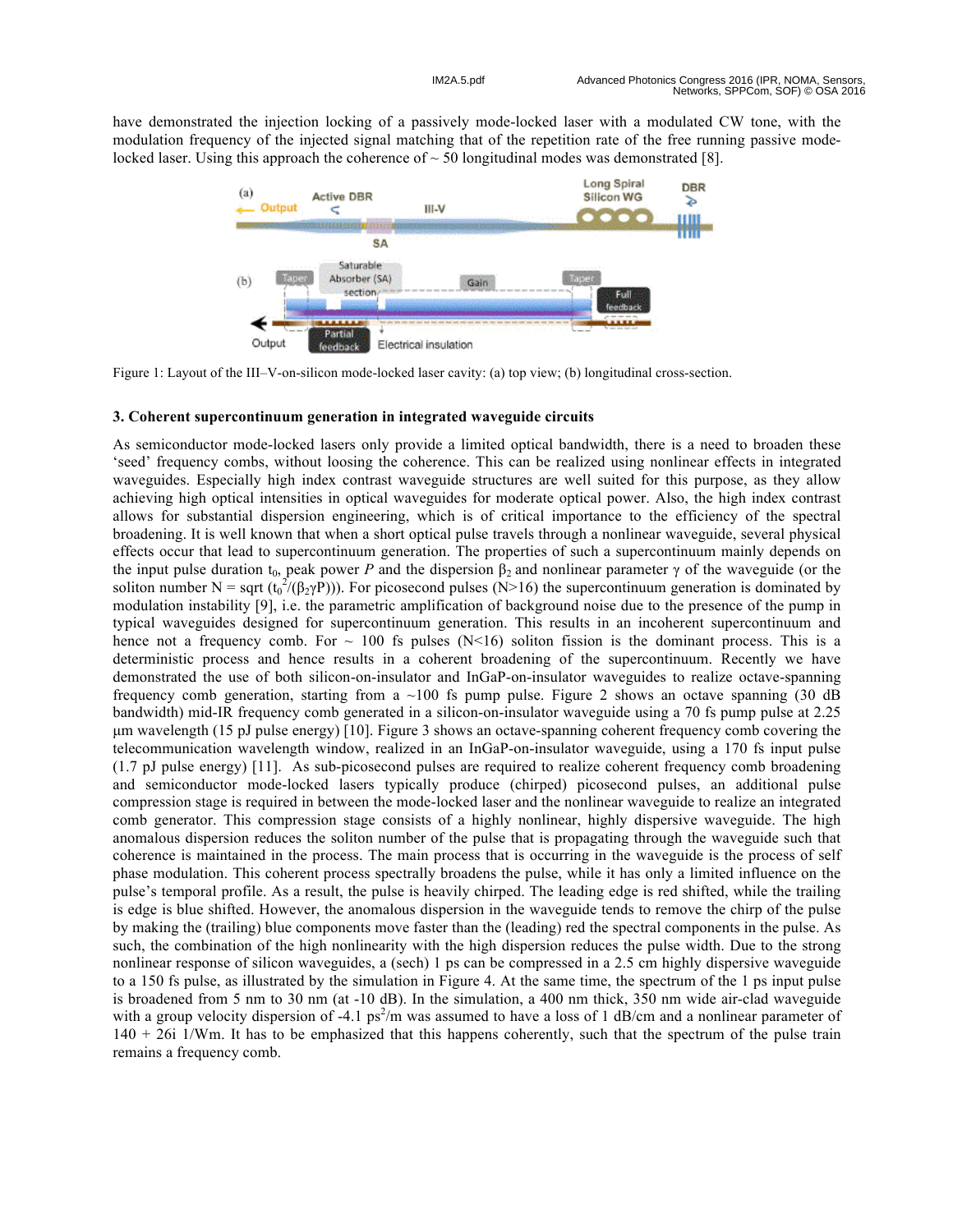have demonstrated the injection locking of a passively mode-locked laser with a modulated CW tone, with the modulation frequency of the injected signal matching that of the repetition rate of the free running passive mode-locked laser. Using this approach the coherence of ~ 50 longitudinal modes was demonstrated [8].

Figure 1: Layout of the III–V-on-silicon mode-locked laser cavity: (a) top view; (b) longitudinal cross-section.

### 3. Coherent supercontinuum generation in integrated waveguide circuits

As semiconductor mode-locked lasers only provide a limited optical bandwidth, there is a need to broaden these 'seed' frequency combs, without loosing the coherence. This can be realized using nonlinear effects in integrated waveguides. Especially high index contrast waveguide structures are well suited for this purpose, as they allow achieving high optical intensities in optical waveguides for moderate optical power. Also, the high index contrast allows for substantial dispersion engineering, which is of critical importance to the efficiency of the spectral broadening. It is well known that when a short optical pulse travels through a nonlinear waveguide, several physical effects occur that lead to supercontinuum generation. The properties of such a supercontinuum mainly depends on the input pulse duration $t_0$, peak power $P$ and the dispersion $\beta_2$ and nonlinear parameter $\gamma$ of the waveguide (or the soliton number $N = \text{sqrt}\,(t_0^2/(\beta_2\gamma P))$). For picosecond pulses (N>16) the supercontinuum generation is dominated by modulation instability [9], i.e. the parametric amplification of background noise due to the presence of the pump in typical waveguides designed for supercontinuum generation. This results in an incoherent supercontinuum and hence not a frequency comb. For ~ 100 fs pulses (N<16) soliton fission is the dominant process. This is a deterministic process and hence results in a coherent broadening of the supercontinuum. Recently we have demonstrated the use of both silicon-on-insulator and InGaP-on-insulator waveguides to realize octave-spanning frequency comb generation, starting from a ~100 fs pump pulse. Figure 2 shows an octave spanning (30 dB bandwidth) mid-IR frequency comb generated in a silicon-on-insulator waveguide using a 70 fs pump pulse at 2.25 μm wavelength (15 pJ pulse energy) [10]. Figure 3 shows an octave-spanning coherent frequency comb covering the telecommunication wavelength window, realized in an InGaP-on-insulator waveguide, using a 170 fs input pulse (1.7 pJ pulse energy) [11]. As sub-picosecond pulses are required to realize coherent frequency comb broadening and semiconductor mode-locked lasers typically produce (chirped) picosecond pulses, an additional pulse compression stage is required in between the mode-locked laser and the nonlinear waveguide to realize an integrated comb generator. This compression stage consists of a highly nonlinear, highly dispersive waveguide. The high anomalous dispersion reduces the soliton number of the pulse that is propagating through the waveguide such that coherence is maintained in the process. The main process that is occurring in the waveguide is the process of self phase modulation. This coherent process spectrally broadens the pulse, while it has only a limited influence on the pulse's temporal profile. As a result, the pulse is heavily chirped. The leading edge is red shifted, while the trailing is edge is blue shifted. However, the anomalous dispersion in the waveguide tends to remove the chirp of the pulse by making the (trailing) blue components move faster than the (leading) red the spectral components in the pulse. As such, the combination of the high nonlinearity with the high dispersion reduces the pulse width. Due to the strong nonlinear response of silicon waveguides, a (sech) 1 ps can be compressed in a 2.5 cm highly dispersive waveguide to a 150 fs pulse, as illustrated by the simulation in Figure 4. At the same time, the spectrum of the 1 ps input pulse is broadened from 5 nm to 30 nm (at -10 dB). In the simulation, a 400 nm thick, 350 nm wide air-clad waveguide with a group velocity dispersion of -4.1 $ps^2/m$ was assumed to have a loss of 1 dB/cm and a nonlinear parameter of 140 + 26i 1/Wm. It has to be emphasized that this happens coherently, such that the spectrum of the pulse train remains a frequency comb.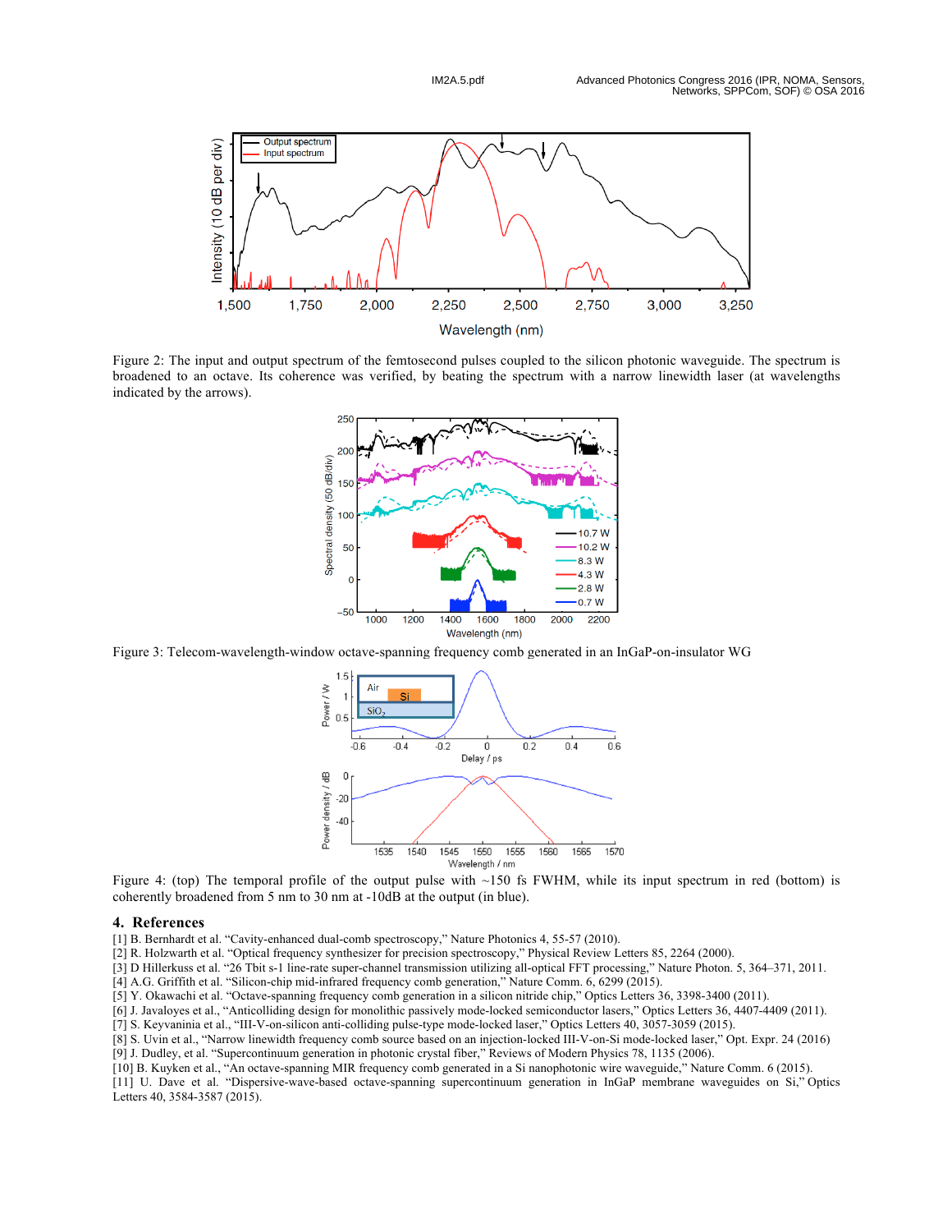Output spectrum
Input spectrum

Intensity (10 dB per div)

1,500 1,750 2,000 2,250 2,500 2,750 3,000 3,250

Wavelength (nm)

Figure 2: The input and output spectrum of the femtosecond pulses coupled to the silicon photonic waveguide. The spectrum is broadened to an octave. Its coherence was verified, by beating the spectrum with a narrow linewidth laser (at wavelengths indicated by the arrows).

Spectral density (50 dB/div)

250 200 150 100 50 0 −50

10.7 W
10.2 W
8.3 W
4.3 W
2.8 W
0.7 W

1000 1200 1400 1600 1800 2000 2200

Wavelength (nm)

Figure 3: Telecom-wavelength-window octave-spanning frequency comb generated in an InGaP-on-insulator WG

Power / W

1.5 1 0.5

Air
Si
$SiO_2$

-0.6 -0.4 -0.2 0 0.2 0.4 0.6

Delay / ps

Power density / dB

0 -20 -40

1535 1540 1545 1550 1555 1560 1565 1570

Wavelength / nm

Figure 4: (top) The temporal profile of the output pulse with ~150 fs FWHM, while its input spectrum in red (bottom) is coherently broadened from 5 nm to 30 nm at -10dB at the output (in blue).

## 4. References

[1] B. Bernhardt et al. "Cavity-enhanced dual-comb spectroscopy," Nature Photonics 4, 55-57 (2010).
[2] R. Holzwarth et al. "Optical frequency synthesizer for precision spectroscopy," Physical Review Letters 85, 2264 (2000).
[3] D Hillerkuss et al. "26 Tbit s-1 line-rate super-channel transmission utilizing all-optical FFT processing," Nature Photon. 5, 364–371, 2011.
[4] A.G. Griffith et al. "Silicon-chip mid-infrared frequency comb generation," Nature Comm. 6, 6299 (2015).
[5] Y. Okawachi et al. "Octave-spanning frequency comb generation in a silicon nitride chip," Optics Letters 36, 3398-3400 (2011).
[6] J. Javaloyes et al., "Anticolliding design for monolithic passively mode-locked semiconductor lasers," Optics Letters 36, 4407-4409 (2011).
[7] S. Keyvaninia et al., "III-V-on-silicon anti-colliding pulse-type mode-locked laser," Optics Letters 40, 3057-3059 (2015).
[8] S. Uvin et al., "Narrow linewidth frequency comb source based on an injection-locked III-V-on-Si mode-locked laser," Opt. Expr. 24 (2016)
[9] J. Dudley, et al. "Supercontinuum generation in photonic crystal fiber," Reviews of Modern Physics 78, 1135 (2006).
[10] B. Kuyken et al., "An octave-spanning MIR frequency comb generated in a Si nanophotonic wire waveguide," Nature Comm. 6 (2015).
[11] U. Dave et al. "Dispersive-wave-based octave-spanning supercontinuum generation in InGaP membrane waveguides on Si," Optics Letters 40, 3584-3587 (2015).